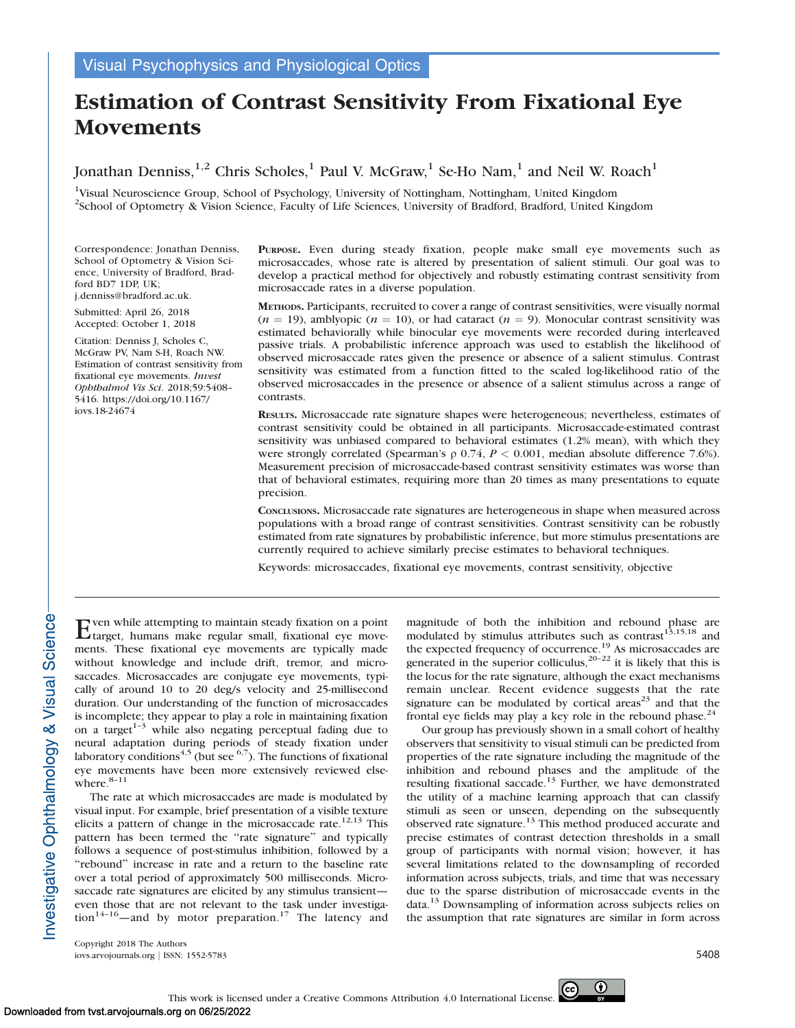Visual Psychophysics and Physiological Optics

# Estimation of Contrast Sensitivity From Fixational Eye Movements

Jonathan Denniss,[1,2] Chris Scholes,[1] Paul V. McGraw,[1] Se-Ho Nam,[1] and Neil W. Roach[1]

[1]Visual Neuroscience Group, School of Psychology, University of Nottingham, Nottingham, United Kingdom
[2]School of Optometry & Vision Science, Faculty of Life Sciences, University of Bradford, Bradford, United Kingdom

Correspondence: Jonathan Denniss, School of Optometry & Vision Science, University of Bradford, Bradford BD7 1DP, UK; j.denniss@bradford.ac.uk.

Submitted: April 26, 2018
Accepted: October 1, 2018

Citation: Denniss J, Scholes C, McGraw PV, Nam S-H, Roach NW. Estimation of contrast sensitivity from fixational eye movements. *Invest Ophthalmol Vis Sci*. 2018;59:5408–5416. https://doi.org/10.1167/iovs.18-24674

**Purpose.** Even during steady fixation, people make small eye movements such as microsaccades, whose rate is altered by presentation of salient stimuli. Our goal was to develop a practical method for objectively and robustly estimating contrast sensitivity from microsaccade rates in a diverse population.

**Methods.** Participants, recruited to cover a range of contrast sensitivities, were visually normal ($n = 19$), amblyopic ($n = 10$), or had cataract ($n = 9$). Monocular contrast sensitivity was estimated behaviorally while binocular eye movements were recorded during interleaved passive trials. A probabilistic inference approach was used to establish the likelihood of observed microsaccade rates given the presence or absence of a salient stimulus. Contrast sensitivity was estimated from a function fitted to the scaled log-likelihood ratio of the observed microsaccades in the presence or absence of a salient stimulus across a range of contrasts.

**Results.** Microsaccade rate signature shapes were heterogeneous; nevertheless, estimates of contrast sensitivity could be obtained in all participants. Microsaccade-estimated contrast sensitivity was unbiased compared to behavioral estimates (1.2% mean), with which they were strongly correlated (Spearman's ρ 0.74, $P < 0.001$, median absolute difference 7.6%). Measurement precision of microsaccade-based contrast sensitivity estimates was worse than that of behavioral estimates, requiring more than 20 times as many presentations to equate precision.

**Conclusions.** Microsaccade rate signatures are heterogeneous in shape when measured across populations with a broad range of contrast sensitivities. Contrast sensitivity can be robustly estimated from rate signatures by probabilistic inference, but more stimulus presentations are currently required to achieve similarly precise estimates to behavioral techniques.

Keywords: microsaccades, fixational eye movements, contrast sensitivity, objective

Even while attempting to maintain steady fixation on a point target, humans make regular small, fixational eye movements. These fixational eye movements are typically made without knowledge and include drift, tremor, and microsaccades. Microsaccades are conjugate eye movements, typically of around 10 to 20 deg/s velocity and 25-millisecond duration. Our understanding of the function of microsaccades is incomplete; they appear to play a role in maintaining fixation on a target[1–3] while also negating perceptual fading due to neural adaptation during periods of steady fixation under laboratory conditions[4,5] (but see [6,7]). The functions of fixational eye movements have been more extensively reviewed elsewhere.[8–11]

The rate at which microsaccades are made is modulated by visual input. For example, brief presentation of a visible texture elicits a pattern of change in the microsaccade rate.[12,13] This pattern has been termed the "rate signature" and typically follows a sequence of post-stimulus inhibition, followed by a "rebound" increase in rate and a return to the baseline rate over a total period of approximately 500 milliseconds. Microsaccade rate signatures are elicited by any stimulus transient—even those that are not relevant to the task under investigation[14–16]—and by motor preparation.[17] The latency and magnitude of both the inhibition and rebound phase are modulated by stimulus attributes such as contrast[13,15,18] and the expected frequency of occurrence.[19] As microsaccades are generated in the superior colliculus,[20–22] it is likely that this is the locus for the rate signature, although the exact mechanisms remain unclear. Recent evidence suggests that the rate signature can be modulated by cortical areas[23] and that the frontal eye fields may play a key role in the rebound phase.[24]

Our group has previously shown in a small cohort of healthy observers that sensitivity to visual stimuli can be predicted from properties of the rate signature including the magnitude of the inhibition and rebound phases and the amplitude of the resulting fixational saccade.[13] Further, we have demonstrated the utility of a machine learning approach that can classify stimuli as seen or unseen, depending on the subsequently observed rate signature.[13] This method produced accurate and precise estimates of contrast detection thresholds in a small group of participants with normal vision; however, it has several limitations related to the downsampling of recorded information across subjects, trials, and time that was necessary due to the sparse distribution of microsaccade events in the data.[13] Downsampling of information across subjects relies on the assumption that rate signatures are similar in form across

Copyright 2018 The Authors
iovs.arvojournals.org | ISSN: 1552-5783

This work is licensed under a Creative Commons Attribution 4.0 International License.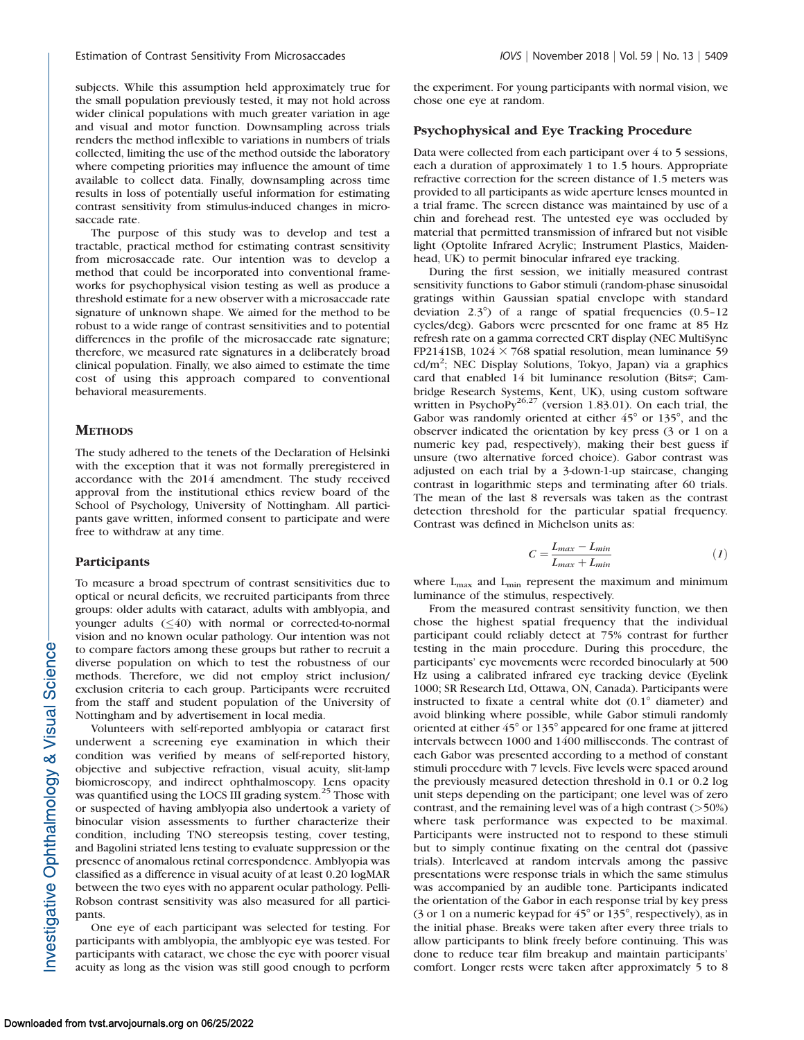subjects. While this assumption held approximately true for the small population previously tested, it may not hold across wider clinical populations with much greater variation in age and visual and motor function. Downsampling across trials renders the method inflexible to variations in numbers of trials collected, limiting the use of the method outside the laboratory where competing priorities may influence the amount of time available to collect data. Finally, downsampling across time results in loss of potentially useful information for estimating contrast sensitivity from stimulus-induced changes in microsaccade rate.

The purpose of this study was to develop and test a tractable, practical method for estimating contrast sensitivity from microsaccade rate. Our intention was to develop a method that could be incorporated into conventional frameworks for psychophysical vision testing as well as produce a threshold estimate for a new observer with a microsaccade rate signature of unknown shape. We aimed for the method to be robust to a wide range of contrast sensitivities and to potential differences in the profile of the microsaccade rate signature; therefore, we measured rate signatures in a deliberately broad clinical population. Finally, we also aimed to estimate the time cost of using this approach compared to conventional behavioral measurements.

## Methods

The study adhered to the tenets of the Declaration of Helsinki with the exception that it was not formally preregistered in accordance with the 2014 amendment. The study received approval from the institutional ethics review board of the School of Psychology, University of Nottingham. All participants gave written, informed consent to participate and were free to withdraw at any time.

### Participants

To measure a broad spectrum of contrast sensitivities due to optical or neural deficits, we recruited participants from three groups: older adults with cataract, adults with amblyopia, and younger adults ($\leq$40) with normal or corrected-to-normal vision and no known ocular pathology. Our intention was not to compare factors among these groups but rather to recruit a diverse population on which to test the robustness of our methods. Therefore, we did not employ strict inclusion/exclusion criteria to each group. Participants were recruited from the staff and student population of the University of Nottingham and by advertisement in local media.

Volunteers with self-reported amblyopia or cataract first underwent a screening eye examination in which their condition was verified by means of self-reported history, objective and subjective refraction, visual acuity, slit-lamp biomicroscopy, and indirect ophthalmoscopy. Lens opacity was quantified using the LOCS III grading system.[25] Those with or suspected of having amblyopia also undertook a variety of binocular vision assessments to further characterize their condition, including TNO stereopsis testing, cover testing, and Bagolini striated lens testing to evaluate suppression or the presence of anomalous retinal correspondence. Amblyopia was classified as a difference in visual acuity of at least 0.20 logMAR between the two eyes with no apparent ocular pathology. Pelli-Robson contrast sensitivity was also measured for all participants.

One eye of each participant was selected for testing. For participants with amblyopia, the amblyopic eye was tested. For participants with cataract, we chose the eye with poorer visual acuity as long as the vision was still good enough to perform the experiment. For young participants with normal vision, we chose one eye at random.

### Psychophysical and Eye Tracking Procedure

Data were collected from each participant over 4 to 5 sessions, each a duration of approximately 1 to 1.5 hours. Appropriate refractive correction for the screen distance of 1.5 meters was provided to all participants as wide aperture lenses mounted in a trial frame. The screen distance was maintained by use of a chin and forehead rest. The untested eye was occluded by material that permitted transmission of infrared but not visible light (Optolite Infrared Acrylic; Instrument Plastics, Maidenhead, UK) to permit binocular infrared eye tracking.

During the first session, we initially measured contrast sensitivity functions to Gabor stimuli (random-phase sinusoidal gratings within Gaussian spatial envelope with standard deviation 2.3°) of a range of spatial frequencies (0.5–12 cycles/deg). Gabors were presented for one frame at 85 Hz refresh rate on a gamma corrected CRT display (NEC MultiSync FP2141SB, 1024 × 768 spatial resolution, mean luminance 59 cd/m$^2$; NEC Display Solutions, Tokyo, Japan) via a graphics card that enabled 14 bit luminance resolution (Bits#; Cambridge Research Systems, Kent, UK), using custom software written in PsychoPy[26,27] (version 1.83.01). On each trial, the Gabor was randomly oriented at either 45° or 135°, and the observer indicated the orientation by key press (3 or 1 on a numeric key pad, respectively), making their best guess if unsure (two alternative forced choice). Gabor contrast was adjusted on each trial by a 3-down-1-up staircase, changing contrast in logarithmic steps and terminating after 60 trials. The mean of the last 8 reversals was taken as the contrast detection threshold for the particular spatial frequency. Contrast was defined in Michelson units as:

$$C = \frac{L_{max} - L_{min}}{L_{max} + L_{min}} \quad (1)$$

where $L_{max}$ and $L_{min}$ represent the maximum and minimum luminance of the stimulus, respectively.

From the measured contrast sensitivity function, we then chose the highest spatial frequency that the individual participant could reliably detect at 75% contrast for further testing in the main procedure. During this procedure, the participants' eye movements were recorded binocularly at 500 Hz using a calibrated infrared eye tracking device (Eyelink 1000; SR Research Ltd, Ottawa, ON, Canada). Participants were instructed to fixate a central white dot (0.1° diameter) and avoid blinking where possible, while Gabor stimuli randomly oriented at either 45° or 135° appeared for one frame at jittered intervals between 1000 and 1400 milliseconds. The contrast of each Gabor was presented according to a method of constant stimuli procedure with 7 levels. Five levels were spaced around the previously measured detection threshold in 0.1 or 0.2 log unit steps depending on the participant; one level was of zero contrast, and the remaining level was of a high contrast (>50%) where task performance was expected to be maximal. Participants were instructed not to respond to these stimuli but to simply continue fixating on the central dot (passive trials). Interleaved at random intervals among the passive presentations were response trials in which the same stimulus was accompanied by an audible tone. Participants indicated the orientation of the Gabor in each response trial by key press (3 or 1 on a numeric keypad for 45° or 135°, respectively), as in the initial phase. Breaks were taken after every three trials to allow participants to blink freely before continuing. This was done to reduce tear film breakup and maintain participants' comfort. Longer rests were taken after approximately 5 to 8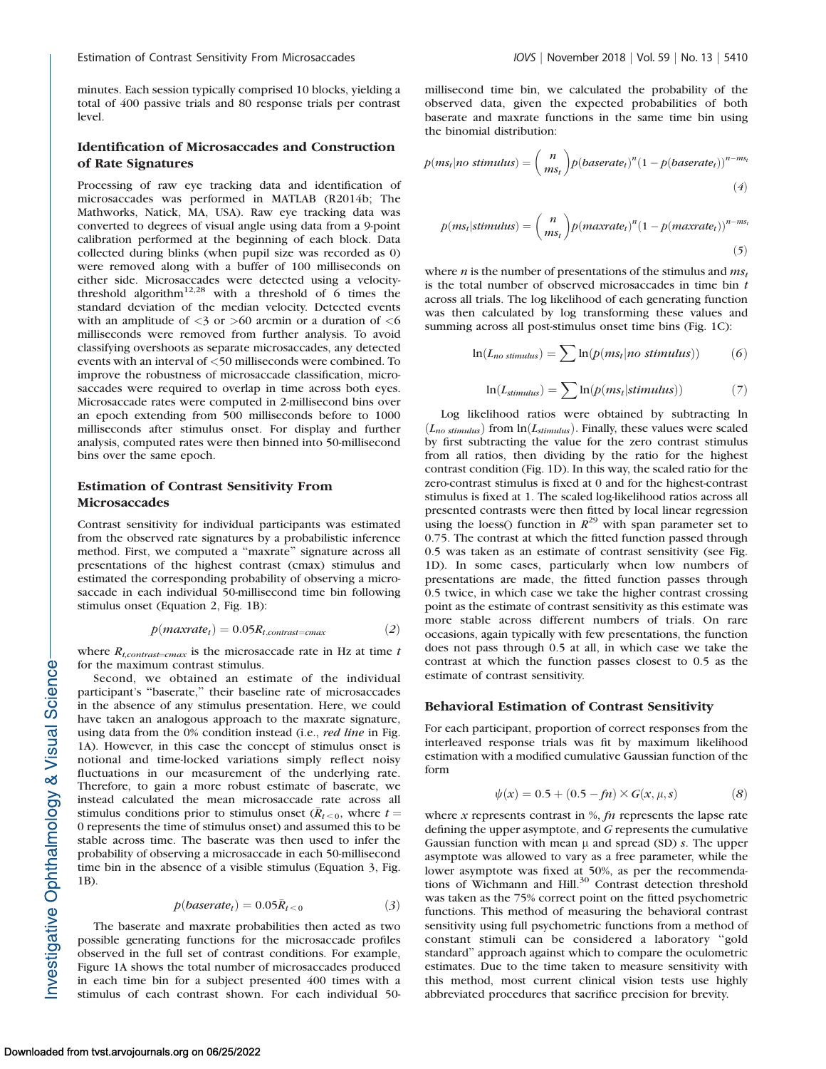minutes. Each session typically comprised 10 blocks, yielding a total of 400 passive trials and 80 response trials per contrast level.

### Identification of Microsaccades and Construction of Rate Signatures

Processing of raw eye tracking data and identification of microsaccades was performed in MATLAB (R2014b; The Mathworks, Natick, MA, USA). Raw eye tracking data was converted to degrees of visual angle using data from a 9-point calibration performed at the beginning of each block. Data collected during blinks (when pupil size was recorded as 0) were removed along with a buffer of 100 milliseconds on either side. Microsaccades were detected using a velocity-threshold algorithm[12,28] with a threshold of 6 times the standard deviation of the median velocity. Detected events with an amplitude of <3 or >60 arcmin or a duration of <6 milliseconds were removed from further analysis. To avoid classifying overshoots as separate microsaccades, any detected events with an interval of <50 milliseconds were combined. To improve the robustness of microsaccade classification, microsaccades were required to overlap in time across both eyes. Microsaccade rates were computed in 2-millisecond bins over an epoch extending from 500 milliseconds before to 1000 milliseconds after stimulus onset. For display and further analysis, computed rates were then binned into 50-millisecond bins over the same epoch.

### Estimation of Contrast Sensitivity From Microsaccades

Contrast sensitivity for individual participants was estimated from the observed rate signatures by a probabilistic inference method. First, we computed a "maxrate" signature across all presentations of the highest contrast (cmax) stimulus and estimated the corresponding probability of observing a microsaccade in each individual 50-millisecond time bin following stimulus onset (Equation 2, Fig. 1B):

$$p(maxrate_t) = 0.05R_{t,contrast=cmax} \tag{2}$$

where $R_{t,contrast=cmax}$ is the microsaccade rate in Hz at time $t$ for the maximum contrast stimulus.

Second, we obtained an estimate of the individual participant's "baserate," their baseline rate of microsaccades in the absence of any stimulus presentation. Here, we could have taken an analogous approach to the maxrate signature, using data from the 0% condition instead (i.e., *red line* in Fig. 1A). However, in this case the concept of stimulus onset is notional and time-locked variations simply reflect noisy fluctuations in our measurement of the underlying rate. Therefore, to gain a more robust estimate of baserate, we instead calculated the mean microsaccade rate across all stimulus conditions prior to stimulus onset ($\bar{R}_{t<0}$, where $t = 0$ represents the time of stimulus onset) and assumed this to be stable across time. The baserate was then used to infer the probability of observing a microsaccade in each 50-millisecond time bin in the absence of a visible stimulus (Equation 3, Fig. 1B).

$$p(baserate_t) = 0.05\bar{R}_{t<0} \tag{3}$$

The baserate and maxrate probabilities then acted as two possible generating functions for the microsaccade profiles observed in the full set of contrast conditions. For example, Figure 1A shows the total number of microsaccades produced in each time bin for a subject presented 400 times with a stimulus of each contrast shown. For each individual 50-millisecond time bin, we calculated the probability of the observed data, given the expected probabilities of both baserate and maxrate functions in the same time bin using the binomial distribution:

$$p(ms_t|no\ stimulus) = \binom{n}{ms_t} p(baserate_t)^n (1 - p(baserate_t))^{n-ms_t} \tag{4}$$

$$p(ms_t|stimulus) = \binom{n}{ms_t} p(maxrate_t)^n (1 - p(maxrate_t))^{n-ms_t} \tag{5}$$

where $n$ is the number of presentations of the stimulus and $ms_t$ is the total number of observed microsaccades in time bin $t$ across all trials. The log likelihood of each generating function was then calculated by log transforming these values and summing across all post-stimulus onset time bins (Fig. 1C):

$$\ln(L_{no\ stimulus}) = \sum \ln(p(ms_t|no\ stimulus)) \tag{6}$$

$$\ln(L_{stimulus}) = \sum \ln(p(ms_t|stimulus)) \tag{7}$$

Log likelihood ratios were obtained by subtracting $\ln(L_{no\ stimulus})$ from $\ln(L_{stimulus})$. Finally, these values were scaled by first subtracting the value for the zero contrast stimulus from all ratios, then dividing by the ratio for the highest contrast condition (Fig. 1D). In this way, the scaled ratio for the zero-contrast stimulus is fixed at 0 and for the highest-contrast stimulus is fixed at 1. The scaled log-likelihood ratios across all presented contrasts were then fitted by local linear regression using the loess() function in $R$[29] with span parameter set to 0.75. The contrast at which the fitted function passed through 0.5 was taken as an estimate of contrast sensitivity (see Fig. 1D). In some cases, particularly when low numbers of presentations are made, the fitted function passes through 0.5 twice, in which case we take the higher contrast crossing point as the estimate of contrast sensitivity as this estimate was more stable across different numbers of trials. On rare occasions, again typically with few presentations, the function does not pass through 0.5 at all, in which case we take the contrast at which the function passes closest to 0.5 as the estimate of contrast sensitivity.

### Behavioral Estimation of Contrast Sensitivity

For each participant, proportion of correct responses from the interleaved response trials was fit by maximum likelihood estimation with a modified cumulative Gaussian function of the form

$$\psi(x) = 0.5 + (0.5 - fn) \times G(x, \mu, s) \tag{8}$$

where $x$ represents contrast in %, $fn$ represents the lapse rate defining the upper asymptote, and $G$ represents the cumulative Gaussian function with mean $\mu$ and spread (SD) $s$. The upper asymptote was allowed to vary as a free parameter, while the lower asymptote was fixed at 50%, as per the recommendations of Wichmann and Hill.[30] Contrast detection threshold was taken as the 75% correct point on the fitted psychometric functions. This method of measuring the behavioral contrast sensitivity using full psychometric functions from a method of constant stimuli can be considered a laboratory "gold standard" approach against which to compare the oculometric estimates. Due to the time taken to measure sensitivity with this method, most current clinical vision tests use highly abbreviated procedures that sacrifice precision for brevity.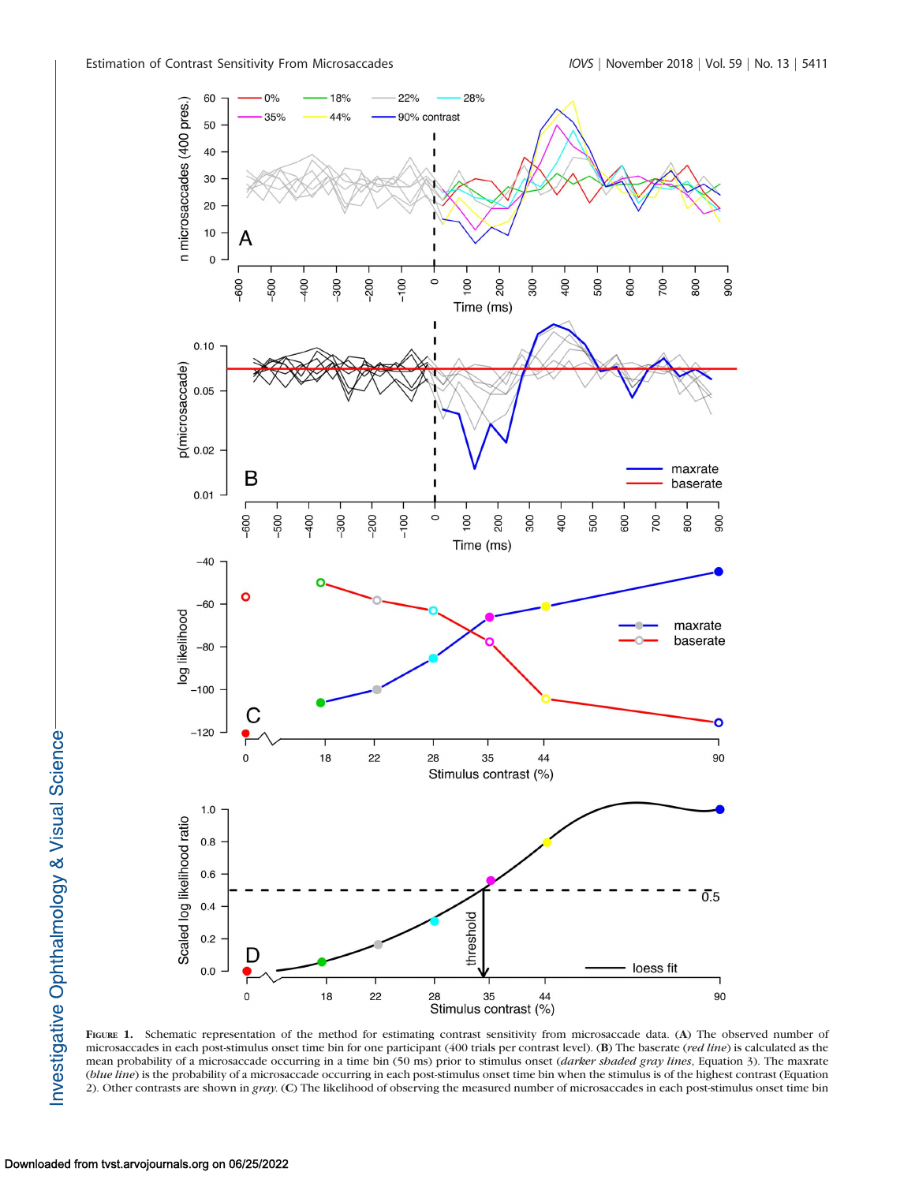**Figure 1.** Schematic representation of the method for estimating contrast sensitivity from microsaccade data. (**A**) The observed number of microsaccades in each post-stimulus onset time bin for one participant (400 trials per contrast level). (**B**) The baserate (*red line*) is calculated as the mean probability of a microsaccade occurring in a time bin (50 ms) prior to stimulus onset (*darker shaded gray lines*, Equation 3). The maxrate (*blue line*) is the probability of a microsaccade occurring in each post-stimulus onset time bin when the stimulus is of the highest contrast (Equation 2). Other contrasts are shown in *gray*. (**C**) The likelihood of observing the measured number of microsaccades in each post-stimulus onset time bin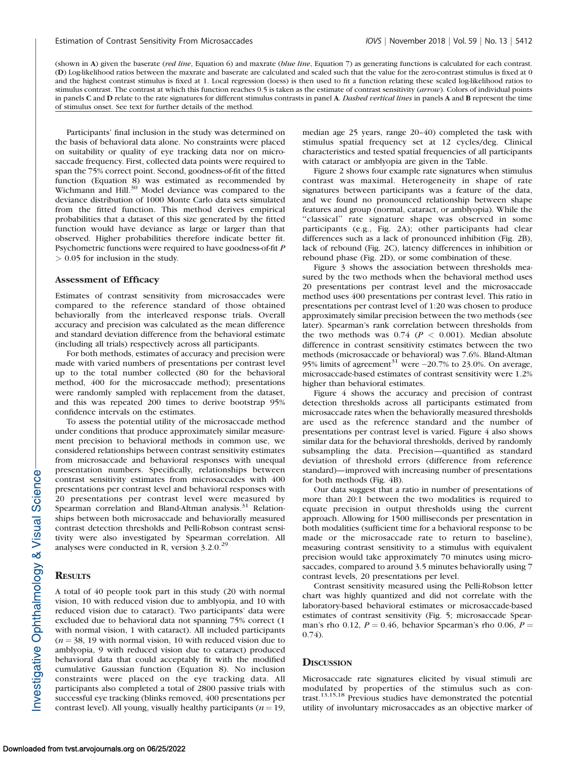(shown in **A**) given the baserate (*red line*, Equation 6) and maxrate (*blue line*, Equation 7) as generating functions is calculated for each contrast. (**D**) Log-likelihood ratios between the maxrate and baserate are calculated and scaled such that the value for the zero-contrast stimulus is fixed at 0 and the highest contrast stimulus is fixed at 1. Local regression (loess) is then used to fit a function relating these scaled log-likelihood ratios to stimulus contrast. The contrast at which this function reaches 0.5 is taken as the estimate of contrast sensitivity (*arrow*). Colors of individual points in panels **C** and **D** relate to the rate signatures for different stimulus contrasts in panel **A**. *Dashed vertical lines* in panels **A** and **B** represent the time of stimulus onset. See text for further details of the method.

Participants' final inclusion in the study was determined on the basis of behavioral data alone. No constraints were placed on suitability or quality of eye tracking data nor on microsaccade frequency. First, collected data points were required to span the 75% correct point. Second, goodness-of-fit of the fitted function (Equation 8) was estimated as recommended by Wichmann and Hill.[30] Model deviance was compared to the deviance distribution of 1000 Monte Carlo data sets simulated from the fitted function. This method derives empirical probabilities that a dataset of this size generated by the fitted function would have deviance as large or larger than that observed. Higher probabilities therefore indicate better fit. Psychometric functions were required to have goodness-of-fit $P > 0.05$ for inclusion in the study.

### Assessment of Efficacy

Estimates of contrast sensitivity from microsaccades were compared to the reference standard of those obtained behaviorally from the interleaved response trials. Overall accuracy and precision was calculated as the mean difference and standard deviation difference from the behavioral estimate (including all trials) respectively across all participants.

For both methods, estimates of accuracy and precision were made with varied numbers of presentations per contrast level up to the total number collected (80 for the behavioral method, 400 for the microsaccade method); presentations were randomly sampled with replacement from the dataset, and this was repeated 200 times to derive bootstrap 95% confidence intervals on the estimates.

To assess the potential utility of the microsaccade method under conditions that produce approximately similar measurement precision to behavioral methods in common use, we considered relationships between contrast sensitivity estimates from microsaccade and behavioral responses with unequal presentation numbers. Specifically, relationships between contrast sensitivity estimates from microsaccades with 400 presentations per contrast level and behavioral responses with 20 presentations per contrast level were measured by Spearman correlation and Bland-Altman analysis.[31] Relationships between both microsaccade and behaviorally measured contrast detection thresholds and Pelli-Robson contrast sensitivity were also investigated by Spearman correlation. All analyses were conducted in R, version 3.2.0.[29]

## Results

A total of 40 people took part in this study (20 with normal vision, 10 with reduced vision due to amblyopia, and 10 with reduced vision due to cataract). Two participants' data were excluded due to behavioral data not spanning 75% correct (1 with normal vision, 1 with cataract). All included participants ($n = 38$, 19 with normal vision, 10 with reduced vision due to amblyopia, 9 with reduced vision due to cataract) produced behavioral data that could acceptably fit with the modified cumulative Gaussian function (Equation 8). No inclusion constraints were placed on the eye tracking data. All participants also completed a total of 2800 passive trials with successful eye tracking (blinks removed, 400 presentations per contrast level). All young, visually healthy participants ($n = 19$, median age 25 years, range 20–40) completed the task with stimulus spatial frequency set at 12 cycles/deg. Clinical characteristics and tested spatial frequencies of all participants with cataract or amblyopia are given in the Table.

Figure 2 shows four example rate signatures when stimulus contrast was maximal. Heterogeneity in shape of rate signatures between participants was a feature of the data, and we found no pronounced relationship between shape features and group (normal, cataract, or amblyopia). While the "classical" rate signature shape was observed in some participants (e.g., Fig. 2A); other participants had clear differences such as a lack of pronounced inhibition (Fig. 2B), lack of rebound (Fig. 2C), latency differences in inhibition or rebound phase (Fig. 2D), or some combination of these.

Figure 3 shows the association between thresholds measured by the two methods when the behavioral method uses 20 presentations per contrast level and the microsaccade method uses 400 presentations per contrast level. This ratio in presentations per contrast level of 1:20 was chosen to produce approximately similar precision between the two methods (see later). Spearman's rank correlation between thresholds from the two methods was 0.74 ($P < 0.001$). Median absolute difference in contrast sensitivity estimates between the two methods (microsaccade or behavioral) was 7.6%. Bland-Altman 95% limits of agreement[31] were −20.7% to 23.0%. On average, microsaccade-based estimates of contrast sensitivity were 1.2% higher than behavioral estimates.

Figure 4 shows the accuracy and precision of contrast detection thresholds across all participants estimated from microsaccade rates when the behaviorally measured thresholds are used as the reference standard and the number of presentations per contrast level is varied. Figure 4 also shows similar data for the behavioral thresholds, derived by randomly subsampling the data. Precision—quantified as standard deviation of threshold errors (difference from reference standard)—improved with increasing number of presentations for both methods (Fig. 4B).

Our data suggest that a ratio in number of presentations of more than 20:1 between the two modalities is required to equate precision in output thresholds using the current approach. Allowing for 1500 milliseconds per presentation in both modalities (sufficient time for a behavioral response to be made or the microsaccade rate to return to baseline), measuring contrast sensitivity to a stimulus with equivalent precision would take approximately 70 minutes using microsaccades, compared to around 3.5 minutes behaviorally using 7 contrast levels, 20 presentations per level.

Contrast sensitivity measured using the Pelli-Robson letter chart was highly quantized and did not correlate with the laboratory-based behavioral estimates or microsaccade-based estimates of contrast sensitivity (Fig. 5; microsaccade Spearman's rho 0.12, $P = 0.46$, behavior Spearman's rho 0.06, $P = 0.74$).

## Discussion

Microsaccade rate signatures elicited by visual stimuli are modulated by properties of the stimulus such as contrast.[13,15,18] Previous studies have demonstrated the potential utility of involuntary microsaccades as an objective marker of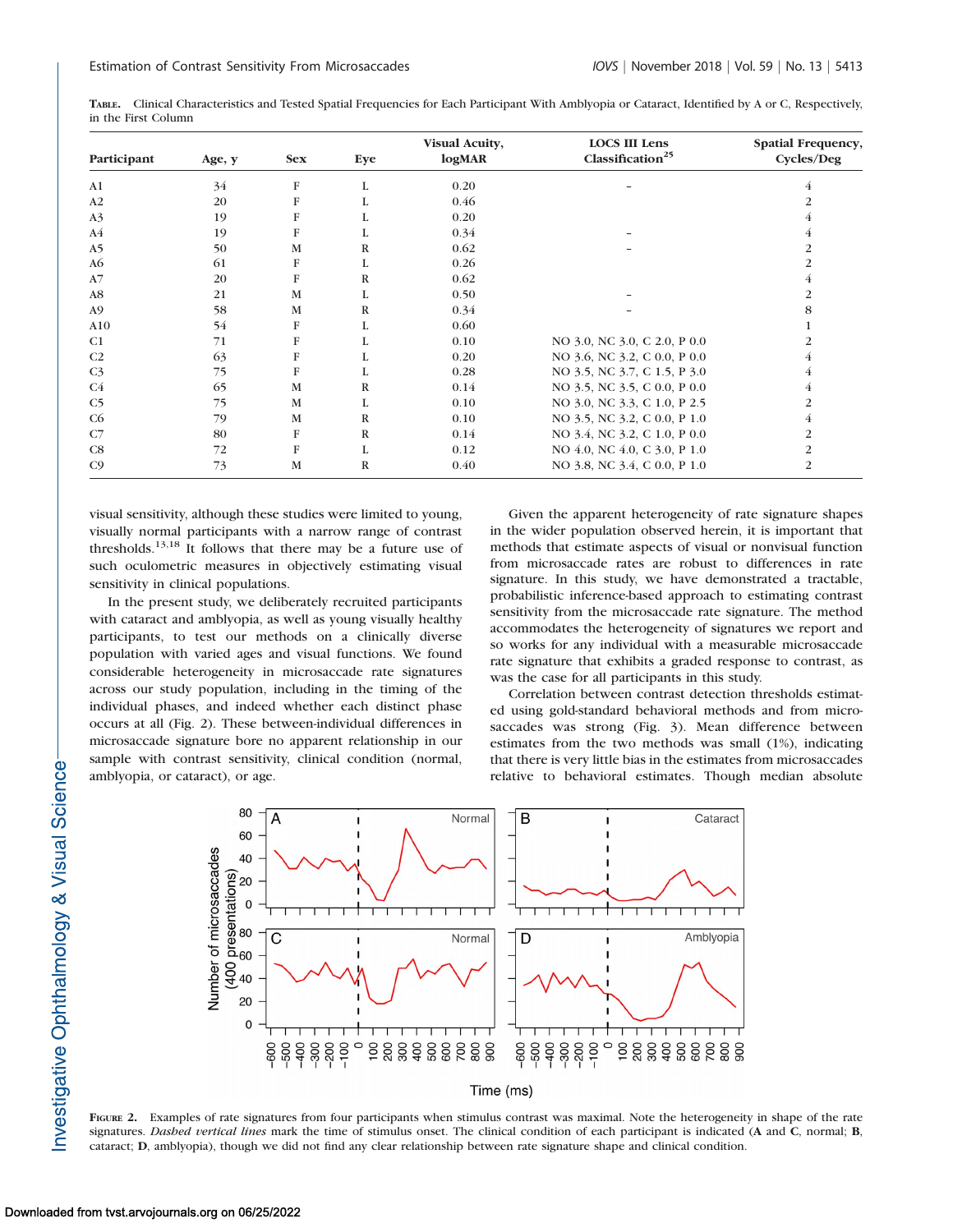**TABLE.** Clinical Characteristics and Tested Spatial Frequencies for Each Participant With Amblyopia or Cataract, Identified by A or C, Respectively, in the First Column

| Participant | Age, y | Sex | Eye | Visual Acuity, logMAR | LOCS III Lens Classification[25] | Spatial Frequency, Cycles/Deg |
|---|---|---|---|---|---|---|
| A1 | 34 | F | L | 0.20 | – | 4 |
| A2 | 20 | F | L | 0.46 | | 2 |
| A3 | 19 | F | L | 0.20 | | 4 |
| A4 | 19 | F | L | 0.34 | – | 4 |
| A5 | 50 | M | R | 0.62 | – | 2 |
| A6 | 61 | F | L | 0.26 | | 2 |
| A7 | 20 | F | R | 0.62 | | 4 |
| A8 | 21 | M | L | 0.50 | – | 2 |
| A9 | 58 | M | R | 0.34 | – | 8 |
| A10 | 54 | F | L | 0.60 | | 1 |
| C1 | 71 | F | L | 0.10 | NO 3.0, NC 3.0, C 2.0, P 0.0 | 2 |
| C2 | 63 | F | L | 0.20 | NO 3.6, NC 3.2, C 0.0, P 0.0 | 4 |
| C3 | 75 | F | L | 0.28 | NO 3.5, NC 3.7, C 1.5, P 3.0 | 4 |
| C4 | 65 | M | R | 0.14 | NO 3.5, NC 3.5, C 0.0, P 0.0 | 4 |
| C5 | 75 | M | L | 0.10 | NO 3.0, NC 3.3, C 1.0, P 2.5 | 2 |
| C6 | 79 | M | R | 0.10 | NO 3.5, NC 3.2, C 0.0, P 1.0 | 4 |
| C7 | 80 | F | R | 0.14 | NO 3.4, NC 3.2, C 1.0, P 0.0 | 2 |
| C8 | 72 | F | L | 0.12 | NO 4.0, NC 4.0, C 3.0, P 1.0 | 2 |
| C9 | 73 | M | R | 0.40 | NO 3.8, NC 3.4, C 0.0, P 1.0 | 2 |

visual sensitivity, although these studies were limited to young, visually normal participants with a narrow range of contrast thresholds.[13,18] It follows that there may be a future use of such oculometric measures in objectively estimating visual sensitivity in clinical populations.

In the present study, we deliberately recruited participants with cataract and amblyopia, as well as young visually healthy participants, to test our methods on a clinically diverse population with varied ages and visual functions. We found considerable heterogeneity in microsaccade rate signatures across our study population, including in the timing of the individual phases, and indeed whether each distinct phase occurs at all (Fig. 2). These between-individual differences in microsaccade signature bore no apparent relationship in our sample with contrast sensitivity, clinical condition (normal, amblyopia, or cataract), or age.

Given the apparent heterogeneity of rate signature shapes in the wider population observed herein, it is important that methods that estimate aspects of visual or nonvisual function from microsaccade rates are robust to differences in rate signature. In this study, we have demonstrated a tractable, probabilistic inference-based approach to estimating contrast sensitivity from the microsaccade rate signature. The method accommodates the heterogeneity of signatures we report and so works for any individual with a measurable microsaccade rate signature that exhibits a graded response to contrast, as was the case for all participants in this study.

Correlation between contrast detection thresholds estimated using gold-standard behavioral methods and from microsaccades was strong (Fig. 3). Mean difference between estimates from the two methods was small (1%), indicating that there is very little bias in the estimates from microsaccades relative to behavioral estimates. Though median absolute

**FIGURE 2.** Examples of rate signatures from four participants when stimulus contrast was maximal. Note the heterogeneity in shape of the rate signatures. *Dashed vertical lines* mark the time of stimulus onset. The clinical condition of each participant is indicated (**A** and **C**, normal; **B**, cataract; **D**, amblyopia), though we did not find any clear relationship between rate signature shape and clinical condition.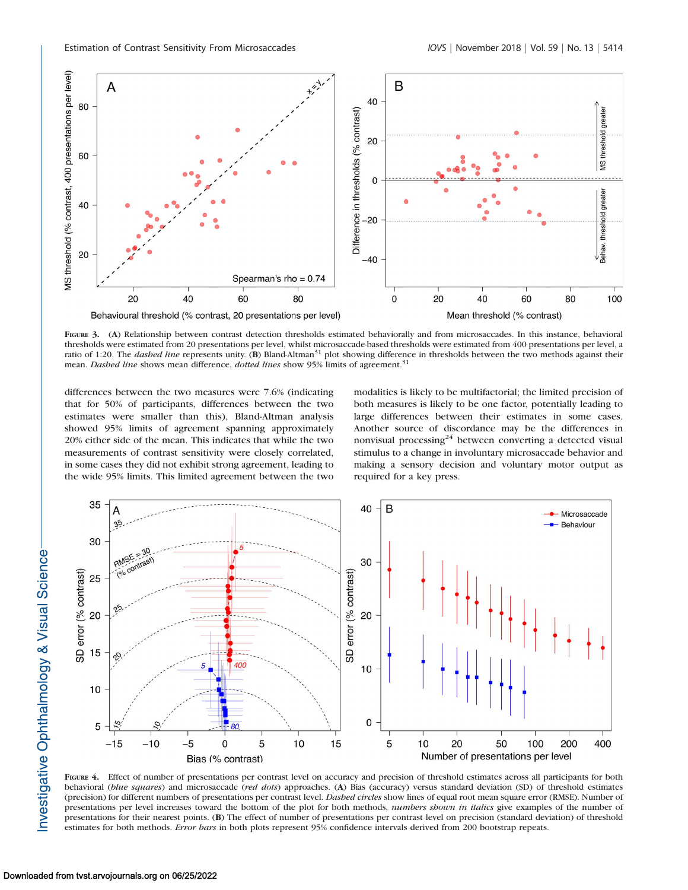**Figure 3.** (A) Relationship between contrast detection thresholds estimated behaviorally and from microsaccades. In this instance, behavioral thresholds were estimated from 20 presentations per level, whilst microsaccade-based thresholds were estimated from 400 presentations per level, a ratio of 1:20. The *dashed line* represents unity. (B) Bland-Altman[31] plot showing difference in thresholds between the two methods against their mean. *Dashed line* shows mean difference, *dotted lines* show 95% limits of agreement.[31]

differences between the two measures were 7.6% (indicating that for 50% of participants, differences between the two estimates were smaller than this), Bland-Altman analysis showed 95% limits of agreement spanning approximately 20% either side of the mean. This indicates that while the two measurements of contrast sensitivity were closely correlated, in some cases they did not exhibit strong agreement, leading to the wide 95% limits. This limited agreement between the two modalities is likely to be multifactorial; the limited precision of both measures is likely to be one factor, potentially leading to large differences between their estimates in some cases. Another source of discordance may be the differences in nonvisual processing[24] between converting a detected visual stimulus to a change in involuntary microsaccade behavior and making a sensory decision and voluntary motor output as required for a key press.

**Figure 4.** Effect of number of presentations per contrast level on accuracy and precision of threshold estimates across all participants for both behavioral (*blue squares*) and microsaccade (*red dots*) approaches. (A) Bias (accuracy) versus standard deviation (SD) of threshold estimates (precision) for different numbers of presentations per contrast level. *Dashed circles* show lines of equal root mean square error (RMSE). Number of presentations per level increases toward the bottom of the plot for both methods, *numbers shown in italics* give examples of the number of presentations for their nearest points. (B) The effect of number of presentations per contrast level on precision (standard deviation) of threshold estimates for both methods. *Error bars* in both plots represent 95% confidence intervals derived from 200 bootstrap repeats.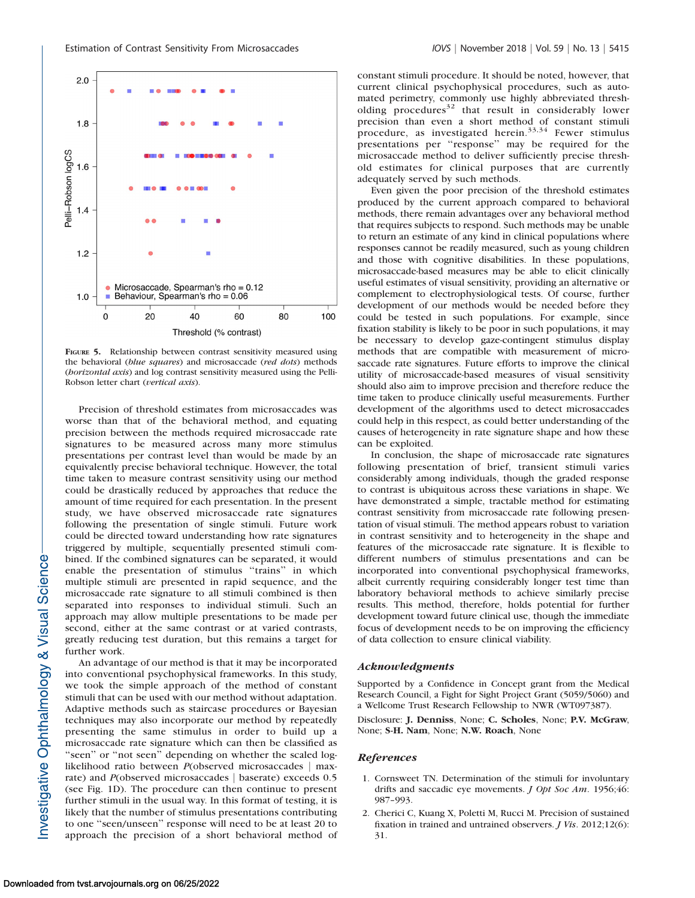FIGURE 5. Relationship between contrast sensitivity measured using the behavioral (*blue squares*) and microsaccade (*red dots*) methods (*horizontal axis*) and log contrast sensitivity measured using the Pelli-Robson letter chart (*vertical axis*).

Precision of threshold estimates from microsaccades was worse than that of the behavioral method, and equating precision between the methods required microsaccade rate signatures to be measured across many more stimulus presentations per contrast level than would be made by an equivalently precise behavioral technique. However, the total time taken to measure contrast sensitivity using our method could be drastically reduced by approaches that reduce the amount of time required for each presentation. In the present study, we have observed microsaccade rate signatures following the presentation of single stimuli. Future work could be directed toward understanding how rate signatures triggered by multiple, sequentially presented stimuli combined. If the combined signatures can be separated, it would enable the presentation of stimulus "trains" in which multiple stimuli are presented in rapid sequence, and the microsaccade rate signature to all stimuli combined is then separated into responses to individual stimuli. Such an approach may allow multiple presentations to be made per second, either at the same contrast or at varied contrasts, greatly reducing test duration, but this remains a target for further work.

An advantage of our method is that it may be incorporated into conventional psychophysical frameworks. In this study, we took the simple approach of the method of constant stimuli that can be used with our method without adaptation. Adaptive methods such as staircase procedures or Bayesian techniques may also incorporate our method by repeatedly presenting the same stimulus in order to build up a microsaccade rate signature which can then be classified as "seen" or "not seen" depending on whether the scaled log-likelihood ratio between $P$(observed microsaccades | max-rate) and $P$(observed microsaccades | baserate) exceeds 0.5 (see Fig. 1D). The procedure can then continue to present further stimuli in the usual way. In this format of testing, it is likely that the number of stimulus presentations contributing to one "seen/unseen" response will need to be at least 20 to approach the precision of a short behavioral method of constant stimuli procedure. It should be noted, however, that current clinical psychophysical procedures, such as automated perimetry, commonly use highly abbreviated thresholding procedures[32] that result in considerably lower precision than even a short method of constant stimuli procedure, as investigated herein.[33,34] Fewer stimulus presentations per "response" may be required for the microsaccade method to deliver sufficiently precise threshold estimates for clinical purposes that are currently adequately served by such methods.

Even given the poor precision of the threshold estimates produced by the current approach compared to behavioral methods, there remain advantages over any behavioral method that requires subjects to respond. Such methods may be unable to return an estimate of any kind in clinical populations where responses cannot be readily measured, such as young children and those with cognitive disabilities. In these populations, microsaccade-based measures may be able to elicit clinically useful estimates of visual sensitivity, providing an alternative or complement to electrophysiological tests. Of course, further development of our methods would be needed before they could be tested in such populations. For example, since fixation stability is likely to be poor in such populations, it may be necessary to develop gaze-contingent stimulus display methods that are compatible with measurement of microsaccade rate signatures. Future efforts to improve the clinical utility of microsaccade-based measures of visual sensitivity should also aim to improve precision and therefore reduce the time taken to produce clinically useful measurements. Further development of the algorithms used to detect microsaccades could help in this respect, as could better understanding of the causes of heterogeneity in rate signature shape and how these can be exploited.

In conclusion, the shape of microsaccade rate signatures following presentation of brief, transient stimuli varies considerably among individuals, though the graded response to contrast is ubiquitous across these variations in shape. We have demonstrated a simple, tractable method for estimating contrast sensitivity from microsaccade rate following presentation of visual stimuli. The method appears robust to variation in contrast sensitivity and to heterogeneity in the shape and features of the microsaccade rate signature. It is flexible to different numbers of stimulus presentations and can be incorporated into conventional psychophysical frameworks, albeit currently requiring considerably longer test time than laboratory behavioral methods to achieve similarly precise results. This method, therefore, holds potential for further development toward future clinical use, though the immediate focus of development needs to be on improving the efficiency of data collection to ensure clinical viability.

## Acknowledgments

Supported by a Confidence in Concept grant from the Medical Research Council, a Fight for Sight Project Grant (5059/5060) and a Wellcome Trust Research Fellowship to NWR (WT097387).

Disclosure: **J. Denniss**, None; **C. Scholes**, None; **P.V. McGraw**, None; **S-H. Nam**, None; **N.W. Roach**, None

## References

1. Cornsweet TN. Determination of the stimuli for involuntary drifts and saccadic eye movements. *J Opt Soc Am*. 1956;46: 987–993.
2. Cherici C, Kuang X, Poletti M, Rucci M. Precision of sustained fixation in trained and untrained observers. *J Vis*. 2012;12(6): 31.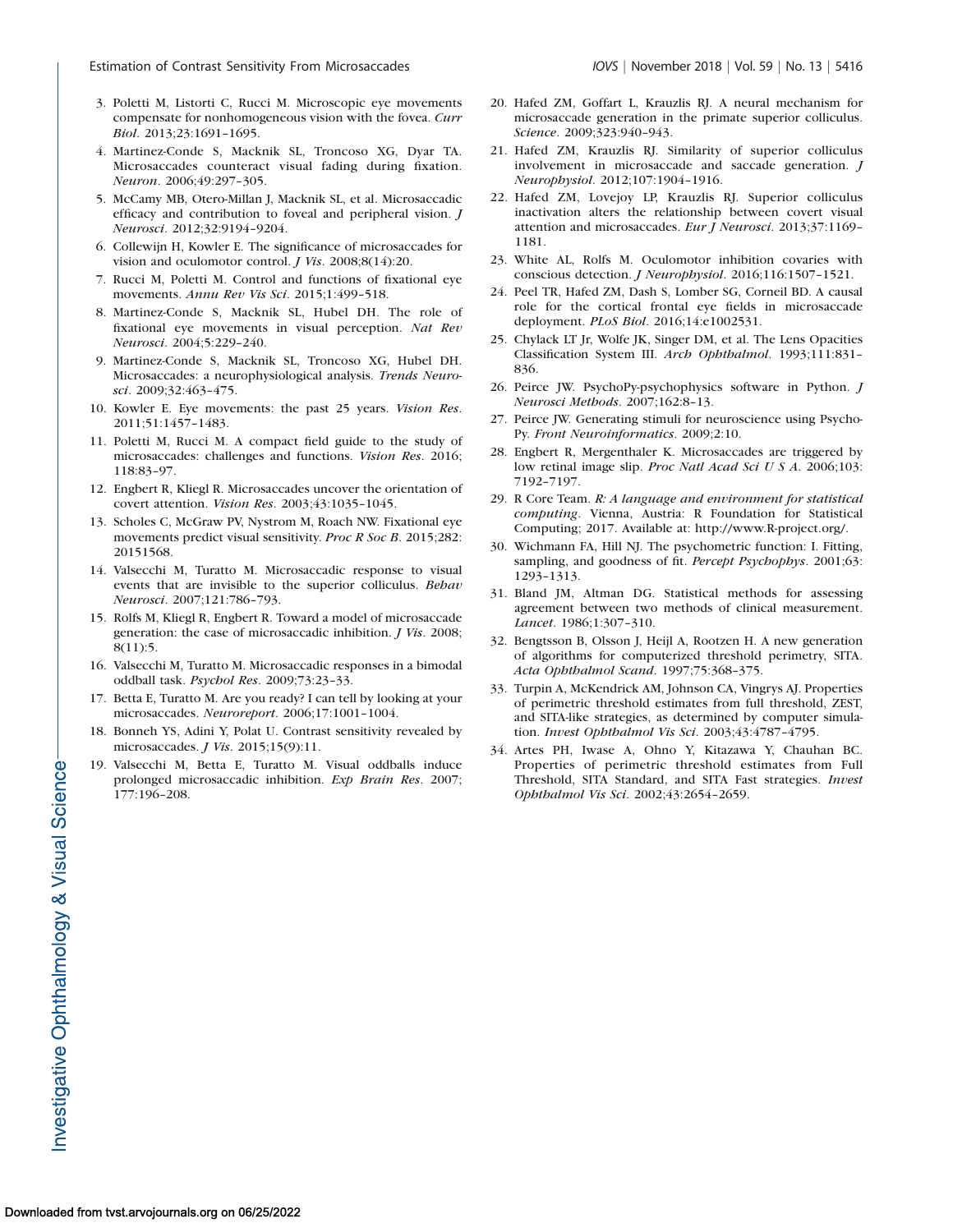3. Poletti M, Listorti C, Rucci M. Microscopic eye movements compensate for nonhomogeneous vision with the fovea. *Curr Biol*. 2013;23:1691–1695.
4. Martinez-Conde S, Macknik SL, Troncoso XG, Dyar TA. Microsaccades counteract visual fading during fixation. *Neuron*. 2006;49:297–305.
5. McCamy MB, Otero-Millan J, Macknik SL, et al. Microsaccadic efficacy and contribution to foveal and peripheral vision. *J Neurosci*. 2012;32:9194–9204.
6. Collewijn H, Kowler E. The significance of microsaccades for vision and oculomotor control. *J Vis*. 2008;8(14):20.
7. Rucci M, Poletti M. Control and functions of fixational eye movements. *Annu Rev Vis Sci*. 2015;1:499–518.
8. Martinez-Conde S, Macknik SL, Hubel DH. The role of fixational eye movements in visual perception. *Nat Rev Neurosci*. 2004;5:229–240.
9. Martinez-Conde S, Macknik SL, Troncoso XG, Hubel DH. Microsaccades: a neurophysiological analysis. *Trends Neurosci*. 2009;32:463–475.
10. Kowler E. Eye movements: the past 25 years. *Vision Res*. 2011;51:1457–1483.
11. Poletti M, Rucci M. A compact field guide to the study of microsaccades: challenges and functions. *Vision Res*. 2016; 118:83–97.
12. Engbert R, Kliegl R. Microsaccades uncover the orientation of covert attention. *Vision Res*. 2003;43:1035–1045.
13. Scholes C, McGraw PV, Nystrom M, Roach NW. Fixational eye movements predict visual sensitivity. *Proc R Soc B*. 2015;282: 20151568.
14. Valsecchi M, Turatto M. Microsaccadic response to visual events that are invisible to the superior colliculus. *Behav Neurosci*. 2007;121:786–793.
15. Rolfs M, Kliegl R, Engbert R. Toward a model of microsaccade generation: the case of microsaccadic inhibition. *J Vis*. 2008; 8(11):5.
16. Valsecchi M, Turatto M. Microsaccadic responses in a bimodal oddball task. *Psychol Res*. 2009;73:23–33.
17. Betta E, Turatto M. Are you ready? I can tell by looking at your microsaccades. *Neuroreport*. 2006;17:1001–1004.
18. Bonneh YS, Adini Y, Polat U. Contrast sensitivity revealed by microsaccades. *J Vis*. 2015;15(9):11.
19. Valsecchi M, Betta E, Turatto M. Visual oddballs induce prolonged microsaccadic inhibition. *Exp Brain Res*. 2007; 177:196–208.
20. Hafed ZM, Goffart L, Krauzlis RJ. A neural mechanism for microsaccade generation in the primate superior colliculus. *Science*. 2009;323:940–943.
21. Hafed ZM, Krauzlis RJ. Similarity of superior colliculus involvement in microsaccade and saccade generation. *J Neurophysiol*. 2012;107:1904–1916.
22. Hafed ZM, Lovejoy LP, Krauzlis RJ. Superior colliculus inactivation alters the relationship between covert visual attention and microsaccades. *Eur J Neurosci*. 2013;37:1169–1181.
23. White AL, Rolfs M. Oculomotor inhibition covaries with conscious detection. *J Neurophysiol*. 2016;116:1507–1521.
24. Peel TR, Hafed ZM, Dash S, Lomber SG, Corneil BD. A causal role for the cortical frontal eye fields in microsaccade deployment. *PLoS Biol*. 2016;14:e1002531.
25. Chylack LT Jr, Wolfe JK, Singer DM, et al. The Lens Opacities Classification System III. *Arch Ophthalmol*. 1993;111:831–836.
26. Peirce JW. PsychoPy-psychophysics software in Python. *J Neurosci Methods*. 2007;162:8–13.
27. Peirce JW. Generating stimuli for neuroscience using PsychoPy. *Front Neuroinformatics*. 2009;2:10.
28. Engbert R, Mergenthaler K. Microsaccades are triggered by low retinal image slip. *Proc Natl Acad Sci U S A*. 2006;103: 7192–7197.
29. R Core Team. *R: A language and environment for statistical computing*. Vienna, Austria: R Foundation for Statistical Computing; 2017. Available at: http://www.R-project.org/.
30. Wichmann FA, Hill NJ. The psychometric function: I. Fitting, sampling, and goodness of fit. *Percept Psychophys*. 2001;63: 1293–1313.
31. Bland JM, Altman DG. Statistical methods for assessing agreement between two methods of clinical measurement. *Lancet*. 1986;1:307–310.
32. Bengtsson B, Olsson J, Heijl A, Rootzen H. A new generation of algorithms for computerized threshold perimetry, SITA. *Acta Ophthalmol Scand*. 1997;75:368–375.
33. Turpin A, McKendrick AM, Johnson CA, Vingrys AJ. Properties of perimetric threshold estimates from full threshold, ZEST, and SITA-like strategies, as determined by computer simulation. *Invest Ophthalmol Vis Sci*. 2003;43:4787–4795.
34. Artes PH, Iwase A, Ohno Y, Kitazawa Y, Chauhan BC. Properties of perimetric threshold estimates from Full Threshold, SITA Standard, and SITA Fast strategies. *Invest Ophthalmol Vis Sci*. 2002;43:2654–2659.